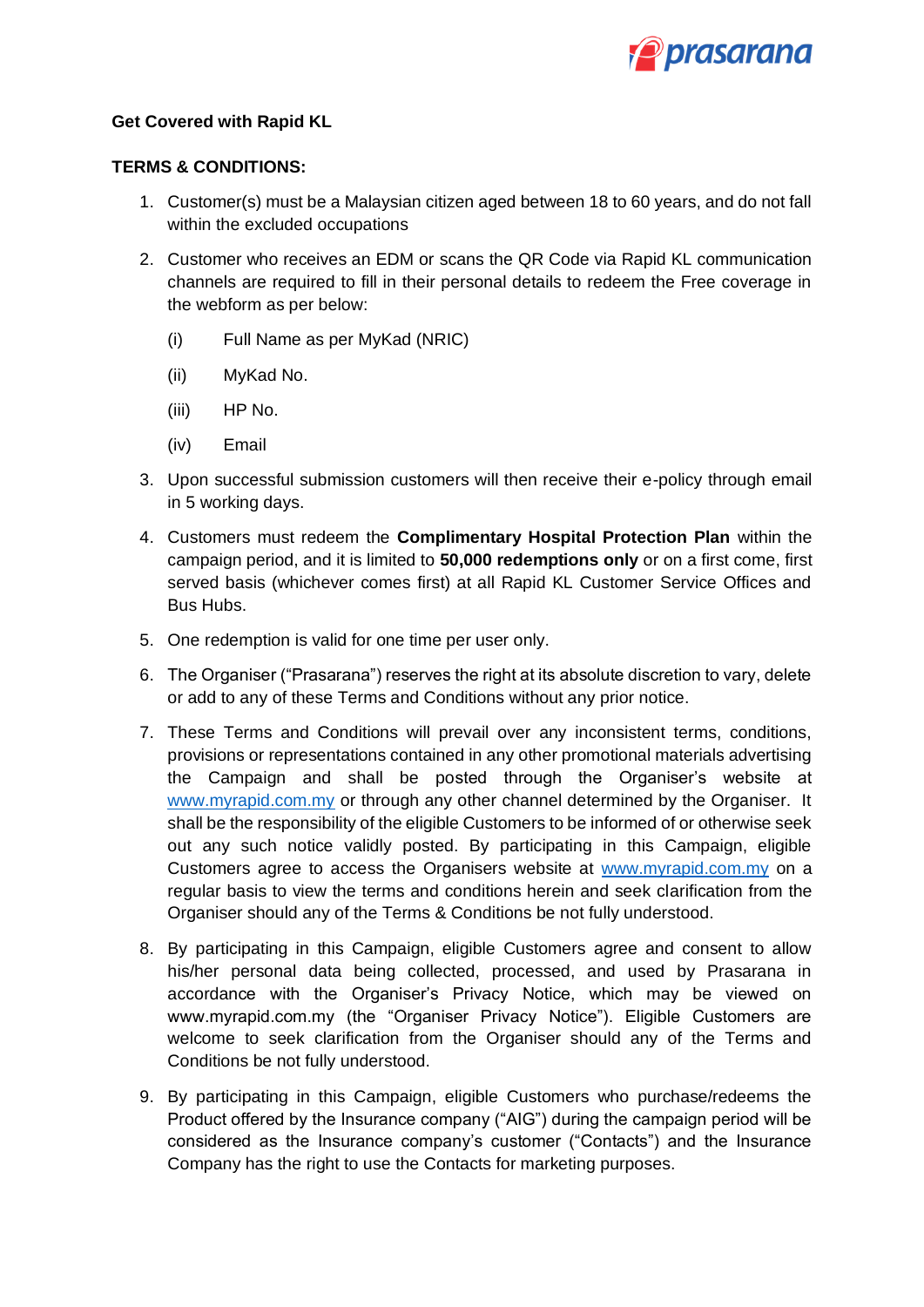**Get Covered with Rapid KL**

**TERMS & CONDITIONS:**

1. Customer(s) must be a Malaysian citizen aged between 18 to 60 years, and do not fall within the excluded occupations
2. Customer who receives an EDM or scans the QR Code via Rapid KL communication channels are required to fill in their personal details to redeem the Free coverage in the webform as per below:

   (i) Full Name as per MyKad (NRIC)

   (ii) MyKad No.

   (iii) HP No.

   (iv) Email
3. Upon successful submission customers will then receive their e-policy through email in 5 working days.
4. Customers must redeem the **Complimentary Hospital Protection Plan** within the campaign period, and it is limited to **50,000 redemptions only** or on a first come, first served basis (whichever comes first) at all Rapid KL Customer Service Offices and Bus Hubs.
5. One redemption is valid for one time per user only.
6. The Organiser ("Prasarana") reserves the right at its absolute discretion to vary, delete or add to any of these Terms and Conditions without any prior notice.
7. These Terms and Conditions will prevail over any inconsistent terms, conditions, provisions or representations contained in any other promotional materials advertising the Campaign and shall be posted through the Organiser's website at [www.myrapid.com.my](http://www.myrapid.com.my) or through any other channel determined by the Organiser. It shall be the responsibility of the eligible Customers to be informed of or otherwise seek out any such notice validly posted. By participating in this Campaign, eligible Customers agree to access the Organisers website at [www.myrapid.com.my](http://www.myrapid.com.my) on a regular basis to view the terms and conditions herein and seek clarification from the Organiser should any of the Terms & Conditions be not fully understood.
8. By participating in this Campaign, eligible Customers agree and consent to allow his/her personal data being collected, processed, and used by Prasarana in accordance with the Organiser's Privacy Notice, which may be viewed on www.myrapid.com.my (the "Organiser Privacy Notice"). Eligible Customers are welcome to seek clarification from the Organiser should any of the Terms and Conditions be not fully understood.
9. By participating in this Campaign, eligible Customers who purchase/redeems the Product offered by the Insurance company ("AIG") during the campaign period will be considered as the Insurance company's customer ("Contacts") and the Insurance Company has the right to use the Contacts for marketing purposes.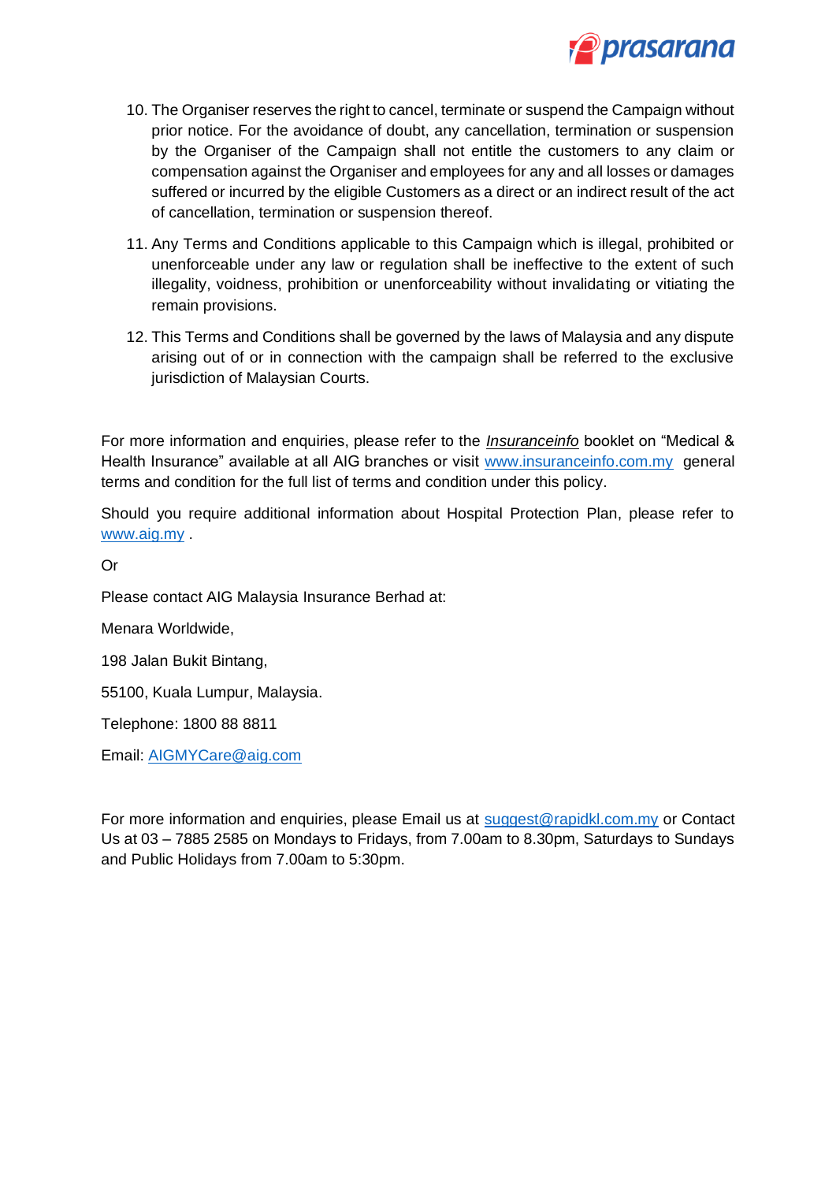10. The Organiser reserves the right to cancel, terminate or suspend the Campaign without prior notice. For the avoidance of doubt, any cancellation, termination or suspension by the Organiser of the Campaign shall not entitle the customers to any claim or compensation against the Organiser and employees for any and all losses or damages suffered or incurred by the eligible Customers as a direct or an indirect result of the act of cancellation, termination or suspension thereof.

11. Any Terms and Conditions applicable to this Campaign which is illegal, prohibited or unenforceable under any law or regulation shall be ineffective to the extent of such illegality, voidness, prohibition or unenforceability without invalidating or vitiating the remain provisions.

12. This Terms and Conditions shall be governed by the laws of Malaysia and any dispute arising out of or in connection with the campaign shall be referred to the exclusive jurisdiction of Malaysian Courts.

For more information and enquiries, please refer to the *Insuranceinfo* booklet on "Medical & Health Insurance" available at all AIG branches or visit www.insuranceinfo.com.my general terms and condition for the full list of terms and condition under this policy.

Should you require additional information about Hospital Protection Plan, please refer to www.aig.my .

Or

Please contact AIG Malaysia Insurance Berhad at:

Menara Worldwide,

198 Jalan Bukit Bintang,

55100, Kuala Lumpur, Malaysia.

Telephone: 1800 88 8811

Email: AIGMYCare@aig.com

For more information and enquiries, please Email us at suggest@rapidkl.com.my or Contact Us at 03 – 7885 2585 on Mondays to Fridays, from 7.00am to 8.30pm, Saturdays to Sundays and Public Holidays from 7.00am to 5:30pm.